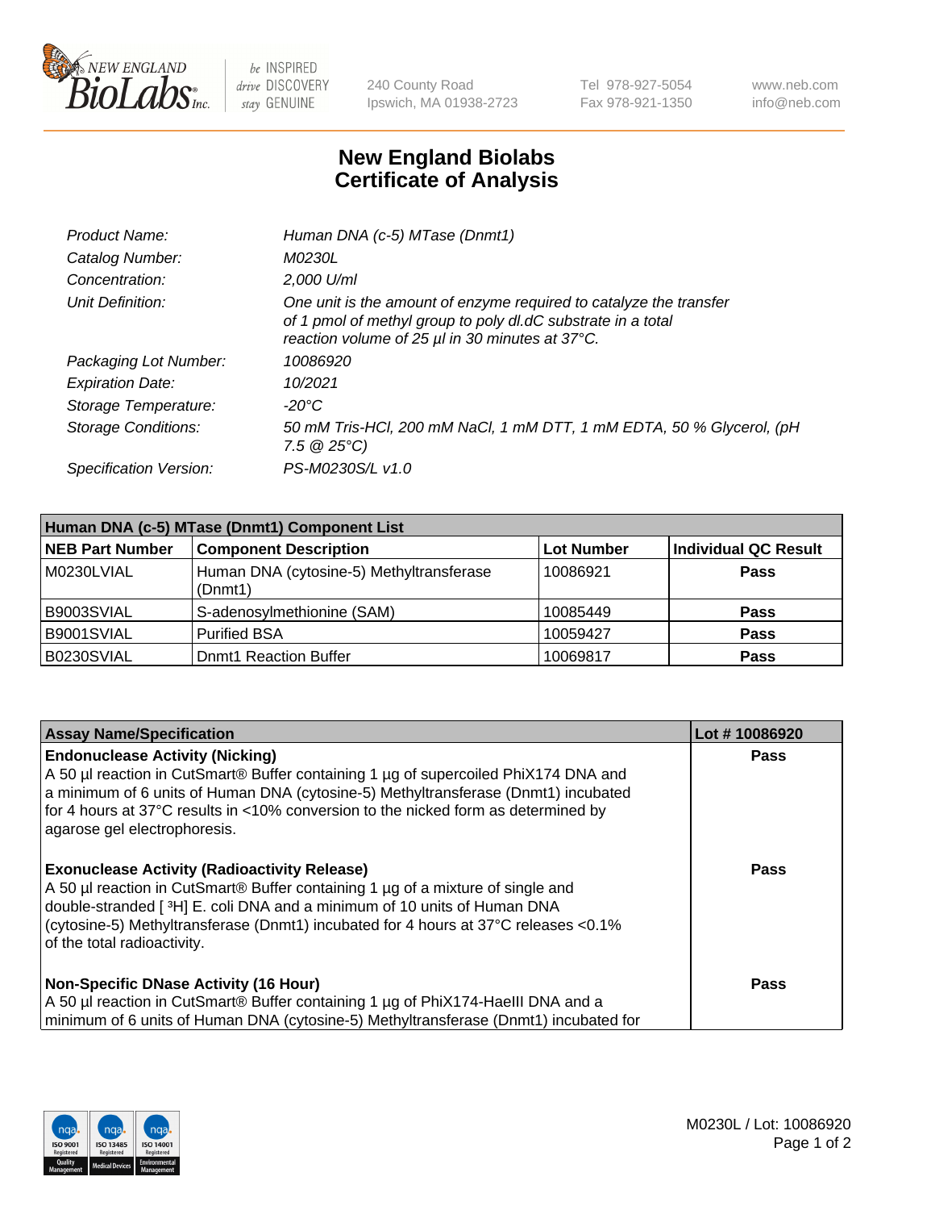# New England Biolabs Certificate of Analysis

| | |
|---|---|
| *Product Name:* | *Human DNA (c-5) MTase (Dnmt1)* |
| *Catalog Number:* | *M0230L* |
| *Concentration:* | *2,000 U/ml* |
| *Unit Definition:* | *One unit is the amount of enzyme required to catalyze the transfer of 1 pmol of methyl group to poly dI.dC substrate in a total reaction volume of 25 µl in 30 minutes at 37°C.* |
| *Packaging Lot Number:* | *10086920* |
| *Expiration Date:* | *10/2021* |
| *Storage Temperature:* | *-20°C* |
| *Storage Conditions:* | *50 mM Tris-HCl, 200 mM NaCl, 1 mM DTT, 1 mM EDTA, 50 % Glycerol, (pH 7.5 @ 25°C)* |
| *Specification Version:* | *PS-M0230S/L v1.0* |

| Human DNA (c-5) MTase (Dnmt1) Component List | | | |
|---|---|---|---|
| **NEB Part Number** | **Component Description** | **Lot Number** | **Individual QC Result** |
| M0230LVIAL | Human DNA (cytosine-5) Methyltransferase (Dnmt1) | 10086921 | **Pass** |
| B9003SVIAL | S-adenosylmethionine (SAM) | 10085449 | **Pass** |
| B9001SVIAL | Purified BSA | 10059427 | **Pass** |
| B0230SVIAL | Dnmt1 Reaction Buffer | 10069817 | **Pass** |

| Assay Name/Specification | Lot # 10086920 |
|---|---|
| **Endonuclease Activity (Nicking)**<br>A 50 µl reaction in CutSmart® Buffer containing 1 µg of supercoiled PhiX174 DNA and a minimum of 6 units of Human DNA (cytosine-5) Methyltransferase (Dnmt1) incubated for 4 hours at 37°C results in <10% conversion to the nicked form as determined by agarose gel electrophoresis. | **Pass** |
| **Exonuclease Activity (Radioactivity Release)**<br>A 50 µl reaction in CutSmart® Buffer containing 1 µg of a mixture of single and double-stranded [ $^{3}$H] E. coli DNA and a minimum of 10 units of Human DNA (cytosine-5) Methyltransferase (Dnmt1) incubated for 4 hours at 37°C releases <0.1% of the total radioactivity. | **Pass** |
| **Non-Specific DNase Activity (16 Hour)**<br>A 50 µl reaction in CutSmart® Buffer containing 1 µg of PhiX174-HaeIII DNA and a minimum of 6 units of Human DNA (cytosine-5) Methyltransferase (Dnmt1) incubated for | **Pass** |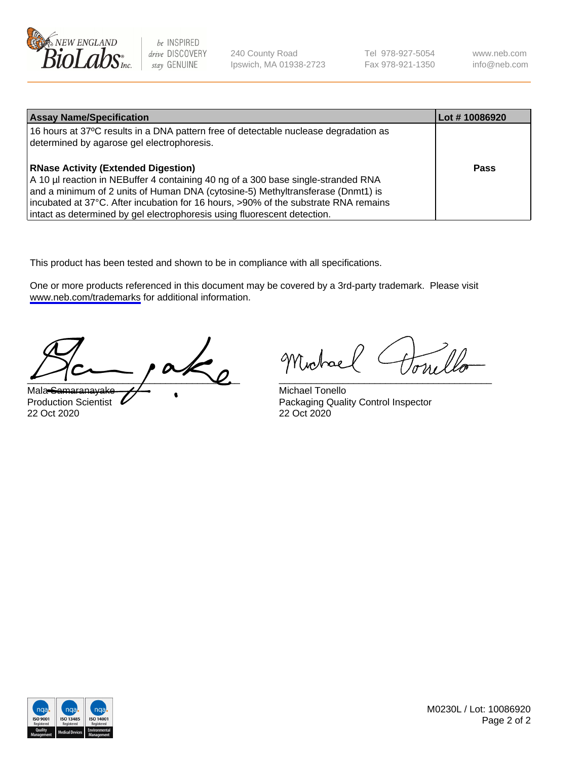| Assay Name/Specification | Lot # 10086920 |
|---|---|
| 16 hours at 37ºC results in a DNA pattern free of detectable nuclease degradation as determined by agarose gel electrophoresis. | |
| **RNase Activity (Extended Digestion)**<br>A 10 µl reaction in NEBuffer 4 containing 40 ng of a 300 base single-stranded RNA and a minimum of 2 units of Human DNA (cytosine-5) Methyltransferase (Dnmt1) is incubated at 37°C. After incubation for 16 hours, >90% of the substrate RNA remains intact as determined by gel electrophoresis using fluorescent detection. | **Pass** |

This product has been tested and shown to be in compliance with all specifications.

One or more products referenced in this document may be covered by a 3rd-party trademark. Please visit www.neb.com/trademarks for additional information.

Mala Samaranayake
Production Scientist
22 Oct 2020

Michael Tonello
Packaging Quality Control Inspector
22 Oct 2020

M0230L / Lot: 10086920